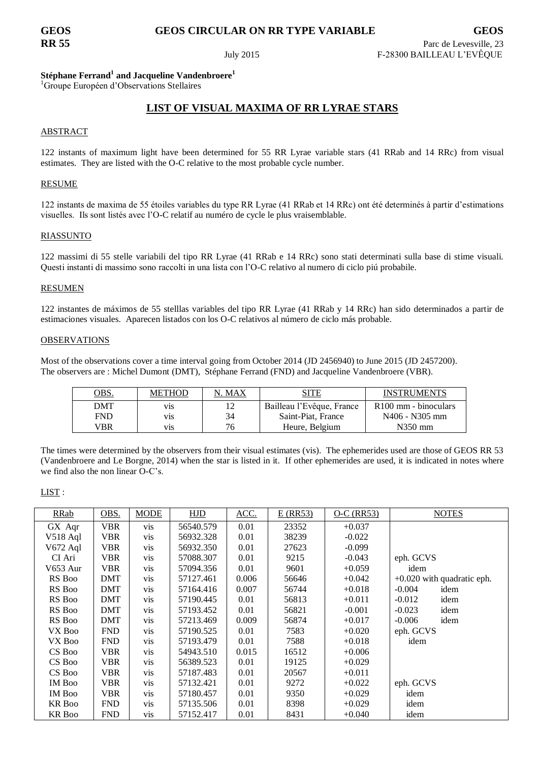**GEOS** **GEOS CIRCULAR ON RR TYPE VARIABLE** **GEOS**
**RR 55**

Parc de Levesville, 23
July 2015 F-28300 BAILLEAU L'EVÊQUE

**Stéphane Ferrand[1] and Jacqueline Vandenbroere[1]**
[1]Groupe Européen d'Observations Stellaires

## LIST OF VISUAL MAXIMA OF RR LYRAE STARS

### ABSTRACT

122 instants of maximum light have been determined for 55 RR Lyrae variable stars (41 RRab and 14 RRc) from visual estimates. They are listed with the O-C relative to the most probable cycle number.

### RESUME

122 instants de maxima de 55 étoiles variables du type RR Lyrae (41 RRab et 14 RRc) ont été determinés à partir d'estimations visuelles. Ils sont listés avec l'O-C relatif au numéro de cycle le plus vraisemblable.

### RIASSUNTO

122 massimi di 55 stelle variabili del tipo RR Lyrae (41 RRab e 14 RRc) sono stati determinati sulla base di stime visuali. Questi instanti di massimo sono raccolti in una lista con l'O-C relativo al numero di ciclo piú probabile.

### RESUMEN

122 instantes de máximos de 55 stelllas variables del tipo RR Lyrae (41 RRab y 14 RRc) han sido determinados a partir de estimaciones visuales. Aparecen listados con los O-C relativos al número de ciclo más probable.

### OBSERVATIONS

Most of the observations cover a time interval going from October 2014 (JD 2456940) to June 2015 (JD 2457200).
The observers are : Michel Dumont (DMT), Stéphane Ferrand (FND) and Jacqueline Vandenbroere (VBR).

| OBS. | METHOD | N. MAX | SITE | INSTRUMENTS |
|---|---|---|---|---|
| DMT | vis | 12 | Bailleau l'Evêque, France | R100 mm - binoculars |
| FND | vis | 34 | Saint-Piat, France | N406 - N305 mm |
| VBR | vis | 76 | Heure, Belgium | N350 mm |

The times were determined by the observers from their visual estimates (vis). The ephemerides used are those of GEOS RR 53 (Vandenbroere and Le Borgne, 2014) when the star is listed in it. If other ephemerides are used, it is indicated in notes where we find also the non linear O-C's.

LIST :

| RRab | OBS. | MODE | HJD | ACC. | E (RR53) | O-C (RR53) | NOTES |
|---|---|---|---|---|---|---|---|
| GX Aqr | VBR | vis | 56540.579 | 0.01 | 23352 | +0.037 | |
| V518 Aql | VBR | vis | 56932.328 | 0.01 | 38239 | -0.022 | |
| V672 Aql | VBR | vis | 56932.350 | 0.01 | 27623 | -0.099 | |
| CI Ari | VBR | vis | 57088.307 | 0.01 | 9215 | -0.043 | eph. GCVS |
| V653 Aur | VBR | vis | 57094.356 | 0.01 | 9601 | +0.059 | idem |
| RS Boo | DMT | vis | 57127.461 | 0.006 | 56646 | +0.042 | +0.020 with quadratic eph. |
| RS Boo | DMT | vis | 57164.416 | 0.007 | 56744 | +0.018 | -0.004 idem |
| RS Boo | DMT | vis | 57190.445 | 0.01 | 56813 | +0.011 | -0.012 idem |
| RS Boo | DMT | vis | 57193.452 | 0.01 | 56821 | -0.001 | -0.023 idem |
| RS Boo | DMT | vis | 57213.469 | 0.009 | 56874 | +0.017 | -0.006 idem |
| VX Boo | FND | vis | 57190.525 | 0.01 | 7583 | +0.020 | eph. GCVS |
| VX Boo | FND | vis | 57193.479 | 0.01 | 7588 | +0.018 | idem |
| CS Boo | VBR | vis | 54943.510 | 0.015 | 16512 | +0.006 | |
| CS Boo | VBR | vis | 56389.523 | 0.01 | 19125 | +0.029 | |
| CS Boo | VBR | vis | 57187.483 | 0.01 | 20567 | +0.011 | |
| IM Boo | VBR | vis | 57132.421 | 0.01 | 9272 | +0.022 | eph. GCVS |
| IM Boo | VBR | vis | 57180.457 | 0.01 | 9350 | +0.029 | idem |
| KR Boo | FND | vis | 57135.506 | 0.01 | 8398 | +0.029 | idem |
| KR Boo | FND | vis | 57152.417 | 0.01 | 8431 | +0.040 | idem |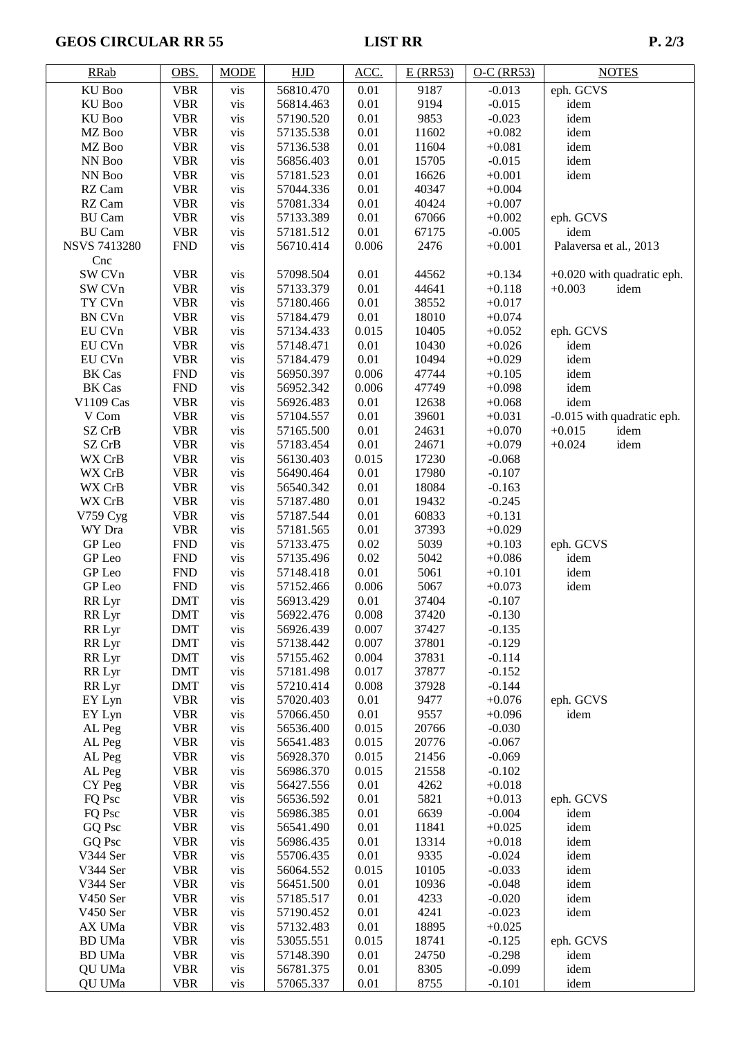| RRab | OBS. | MODE | HJD | ACC. | E (RR53) | O-C (RR53) | NOTES |
|---|---|---|---|---|---|---|---|
| KU Boo | VBR | vis | 56810.470 | 0.01 | 9187 | -0.013 | eph. GCVS |
| KU Boo | VBR | vis | 56814.463 | 0.01 | 9194 | -0.015 | idem |
| KU Boo | VBR | vis | 57190.520 | 0.01 | 9853 | -0.023 | idem |
| MZ Boo | VBR | vis | 57135.538 | 0.01 | 11602 | +0.082 | idem |
| MZ Boo | VBR | vis | 57136.538 | 0.01 | 11604 | +0.081 | idem |
| NN Boo | VBR | vis | 56856.403 | 0.01 | 15705 | -0.015 | idem |
| NN Boo | VBR | vis | 57181.523 | 0.01 | 16626 | +0.001 | idem |
| RZ Cam | VBR | vis | 57044.336 | 0.01 | 40347 | +0.004 | |
| RZ Cam | VBR | vis | 57081.334 | 0.01 | 40424 | +0.007 | |
| BU Cam | VBR | vis | 57133.389 | 0.01 | 67066 | +0.002 | eph. GCVS |
| BU Cam | VBR | vis | 57181.512 | 0.01 | 67175 | -0.005 | idem |
| NSVS 7413280 Cnc | FND | vis | 56710.414 | 0.006 | 2476 | +0.001 | Palaversa et al., 2013 |
| SW CVn | VBR | vis | 57098.504 | 0.01 | 44562 | +0.134 | +0.020 with quadratic eph. |
| SW CVn | VBR | vis | 57133.379 | 0.01 | 44641 | +0.118 | +0.003 idem |
| TY CVn | VBR | vis | 57180.466 | 0.01 | 38552 | +0.017 | |
| BN CVn | VBR | vis | 57184.479 | 0.01 | 18010 | +0.074 | |
| EU CVn | VBR | vis | 57134.433 | 0.015 | 10405 | +0.052 | eph. GCVS |
| EU CVn | VBR | vis | 57148.471 | 0.01 | 10430 | +0.026 | idem |
| EU CVn | VBR | vis | 57184.479 | 0.01 | 10494 | +0.029 | idem |
| BK Cas | FND | vis | 56950.397 | 0.006 | 47744 | +0.105 | idem |
| BK Cas | FND | vis | 56952.342 | 0.006 | 47749 | +0.098 | idem |
| V1109 Cas | VBR | vis | 56926.483 | 0.01 | 12638 | +0.068 | idem |
| V Com | VBR | vis | 57104.557 | 0.01 | 39601 | +0.031 | -0.015 with quadratic eph. |
| SZ CrB | VBR | vis | 57165.500 | 0.01 | 24631 | +0.070 | +0.015 idem |
| SZ CrB | VBR | vis | 57183.454 | 0.01 | 24671 | +0.079 | +0.024 idem |
| WX CrB | VBR | vis | 56130.403 | 0.015 | 17230 | -0.068 | |
| WX CrB | VBR | vis | 56490.464 | 0.01 | 17980 | -0.107 | |
| WX CrB | VBR | vis | 56540.342 | 0.01 | 18084 | -0.163 | |
| WX CrB | VBR | vis | 57187.480 | 0.01 | 19432 | -0.245 | |
| V759 Cyg | VBR | vis | 57187.544 | 0.01 | 60833 | +0.131 | |
| WY Dra | VBR | vis | 57181.565 | 0.01 | 37393 | +0.029 | |
| GP Leo | FND | vis | 57133.475 | 0.02 | 5039 | +0.103 | eph. GCVS |
| GP Leo | FND | vis | 57135.496 | 0.02 | 5042 | +0.086 | idem |
| GP Leo | FND | vis | 57148.418 | 0.01 | 5061 | +0.101 | idem |
| GP Leo | FND | vis | 57152.466 | 0.006 | 5067 | +0.073 | idem |
| RR Lyr | DMT | vis | 56913.429 | 0.01 | 37404 | -0.107 | |
| RR Lyr | DMT | vis | 56922.476 | 0.008 | 37420 | -0.130 | |
| RR Lyr | DMT | vis | 56926.439 | 0.007 | 37427 | -0.135 | |
| RR Lyr | DMT | vis | 57138.442 | 0.007 | 37801 | -0.129 | |
| RR Lyr | DMT | vis | 57155.462 | 0.004 | 37831 | -0.114 | |
| RR Lyr | DMT | vis | 57181.498 | 0.017 | 37877 | -0.152 | |
| RR Lyr | DMT | vis | 57210.414 | 0.008 | 37928 | -0.144 | |
| EY Lyn | VBR | vis | 57020.403 | 0.01 | 9477 | +0.076 | eph. GCVS |
| EY Lyn | VBR | vis | 57066.450 | 0.01 | 9557 | +0.096 | idem |
| AL Peg | VBR | vis | 56536.400 | 0.015 | 20766 | -0.030 | |
| AL Peg | VBR | vis | 56541.483 | 0.015 | 20776 | -0.067 | |
| AL Peg | VBR | vis | 56928.370 | 0.015 | 21456 | -0.069 | |
| AL Peg | VBR | vis | 56986.370 | 0.015 | 21558 | -0.102 | |
| CY Peg | VBR | vis | 56427.556 | 0.01 | 4262 | +0.018 | |
| FQ Psc | VBR | vis | 56536.592 | 0.01 | 5821 | +0.013 | eph. GCVS |
| FQ Psc | VBR | vis | 56986.385 | 0.01 | 6639 | -0.004 | idem |
| GQ Psc | VBR | vis | 56541.490 | 0.01 | 11841 | +0.025 | idem |
| GQ Psc | VBR | vis | 56986.435 | 0.01 | 13314 | +0.018 | idem |
| V344 Ser | VBR | vis | 55706.435 | 0.01 | 9335 | -0.024 | idem |
| V344 Ser | VBR | vis | 56064.552 | 0.015 | 10105 | -0.033 | idem |
| V344 Ser | VBR | vis | 56451.500 | 0.01 | 10936 | -0.048 | idem |
| V450 Ser | VBR | vis | 57185.517 | 0.01 | 4233 | -0.020 | idem |
| V450 Ser | VBR | vis | 57190.452 | 0.01 | 4241 | -0.023 | idem |
| AX UMa | VBR | vis | 57132.483 | 0.01 | 18895 | +0.025 | |
| BD UMa | VBR | vis | 53055.551 | 0.015 | 18741 | -0.125 | eph. GCVS |
| BD UMa | VBR | vis | 57148.390 | 0.01 | 24750 | -0.298 | idem |
| QU UMa | VBR | vis | 56781.375 | 0.01 | 8305 | -0.099 | idem |
| QU UMa | VBR | vis | 57065.337 | 0.01 | 8755 | -0.101 | idem |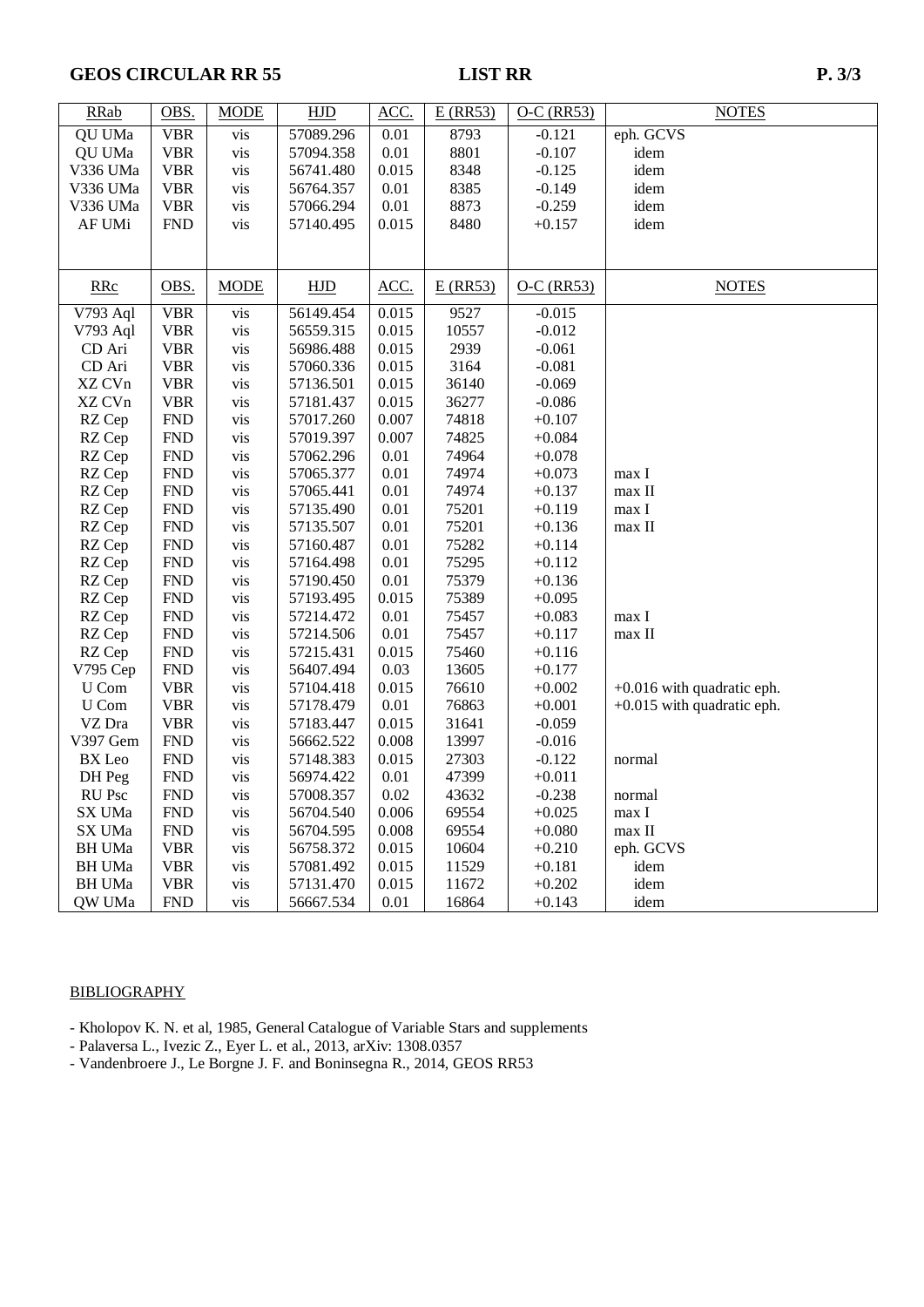| RRab | OBS. | MODE | HJD | ACC. | E (RR53) | O-C (RR53) | NOTES |
|---|---|---|---|---|---|---|---|
| QU UMa | VBR | vis | 57089.296 | 0.01 | 8793 | -0.121 | eph. GCVS |
| QU UMa | VBR | vis | 57094.358 | 0.01 | 8801 | -0.107 | idem |
| V336 UMa | VBR | vis | 56741.480 | 0.015 | 8348 | -0.125 | idem |
| V336 UMa | VBR | vis | 56764.357 | 0.01 | 8385 | -0.149 | idem |
| V336 UMa | VBR | vis | 57066.294 | 0.01 | 8873 | -0.259 | idem |
| AF UMi | FND | vis | 57140.495 | 0.015 | 8480 | +0.157 | idem |

| RRc | OBS. | MODE | HJD | ACC. | E (RR53) | O-C (RR53) | NOTES |
|---|---|---|---|---|---|---|---|
| V793 Aql | VBR | vis | 56149.454 | 0.015 | 9527 | -0.015 | |
| V793 Aql | VBR | vis | 56559.315 | 0.015 | 10557 | -0.012 | |
| CD Ari | VBR | vis | 56986.488 | 0.015 | 2939 | -0.061 | |
| CD Ari | VBR | vis | 57060.336 | 0.015 | 3164 | -0.081 | |
| XZ CVn | VBR | vis | 57136.501 | 0.015 | 36140 | -0.069 | |
| XZ CVn | VBR | vis | 57181.437 | 0.015 | 36277 | -0.086 | |
| RZ Cep | FND | vis | 57017.260 | 0.007 | 74818 | +0.107 | |
| RZ Cep | FND | vis | 57019.397 | 0.007 | 74825 | +0.084 | |
| RZ Cep | FND | vis | 57062.296 | 0.01 | 74964 | +0.078 | |
| RZ Cep | FND | vis | 57065.377 | 0.01 | 74974 | +0.073 | max I |
| RZ Cep | FND | vis | 57065.441 | 0.01 | 74974 | +0.137 | max II |
| RZ Cep | FND | vis | 57135.490 | 0.01 | 75201 | +0.119 | max I |
| RZ Cep | FND | vis | 57135.507 | 0.01 | 75201 | +0.136 | max II |
| RZ Cep | FND | vis | 57160.487 | 0.01 | 75282 | +0.114 | |
| RZ Cep | FND | vis | 57164.498 | 0.01 | 75295 | +0.112 | |
| RZ Cep | FND | vis | 57190.450 | 0.01 | 75379 | +0.136 | |
| RZ Cep | FND | vis | 57193.495 | 0.015 | 75389 | +0.095 | |
| RZ Cep | FND | vis | 57214.472 | 0.01 | 75457 | +0.083 | max I |
| RZ Cep | FND | vis | 57214.506 | 0.01 | 75457 | +0.117 | max II |
| RZ Cep | FND | vis | 57215.431 | 0.015 | 75460 | +0.116 | |
| V795 Cep | FND | vis | 56407.494 | 0.03 | 13605 | +0.177 | |
| U Com | VBR | vis | 57104.418 | 0.015 | 76610 | +0.002 | +0.016 with quadratic eph. |
| U Com | VBR | vis | 57178.479 | 0.01 | 76863 | +0.001 | +0.015 with quadratic eph. |
| VZ Dra | VBR | vis | 57183.447 | 0.015 | 31641 | -0.059 | |
| V397 Gem | FND | vis | 56662.522 | 0.008 | 13997 | -0.016 | |
| BX Leo | FND | vis | 57148.383 | 0.015 | 27303 | -0.122 | normal |
| DH Peg | FND | vis | 56974.422 | 0.01 | 47399 | +0.011 | |
| RU Psc | FND | vis | 57008.357 | 0.02 | 43632 | -0.238 | normal |
| SX UMa | FND | vis | 56704.540 | 0.006 | 69554 | +0.025 | max I |
| SX UMa | FND | vis | 56704.595 | 0.008 | 69554 | +0.080 | max II |
| BH UMa | VBR | vis | 56758.372 | 0.015 | 10604 | +0.210 | eph. GCVS |
| BH UMa | VBR | vis | 57081.492 | 0.015 | 11529 | +0.181 | idem |
| BH UMa | VBR | vis | 57131.470 | 0.015 | 11672 | +0.202 | idem |
| QW UMa | FND | vis | 56667.534 | 0.01 | 16864 | +0.143 | idem |

BIBLIOGRAPHY

- Kholopov K. N. et al, 1985, General Catalogue of Variable Stars and supplements
- Palaversa L., Ivezic Z., Eyer L. et al., 2013, arXiv: 1308.0357
- Vandenbroere J., Le Borgne J. F. and Boninsegna R., 2014, GEOS RR53